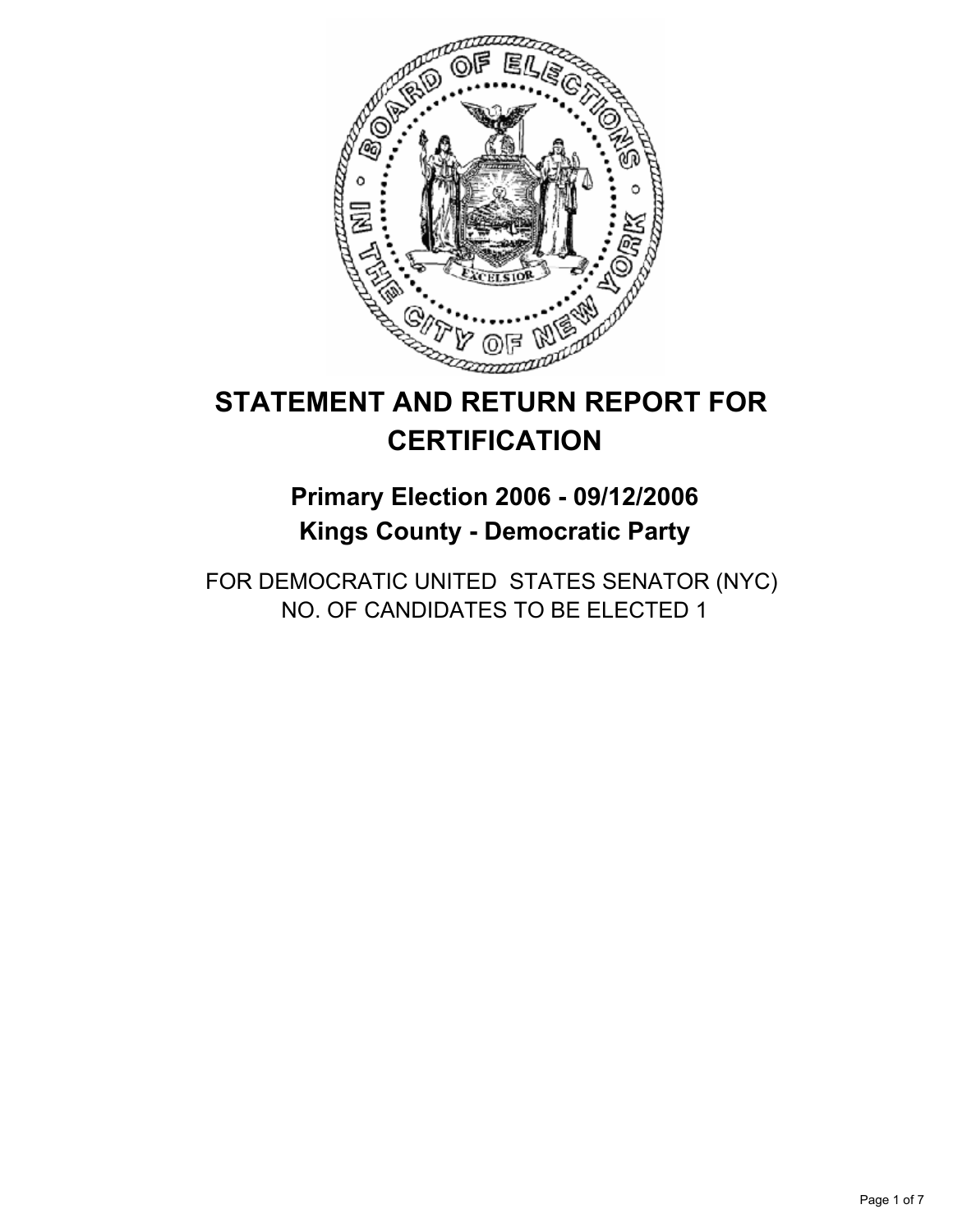# STATEMENT AND RETURN REPORT FOR CERTIFICATION

## Primary Election 2006 - 09/12/2006
## Kings County - Democratic Party

FOR DEMOCRATIC UNITED STATES SENATOR (NYC)
NO. OF CANDIDATES TO BE ELECTED 1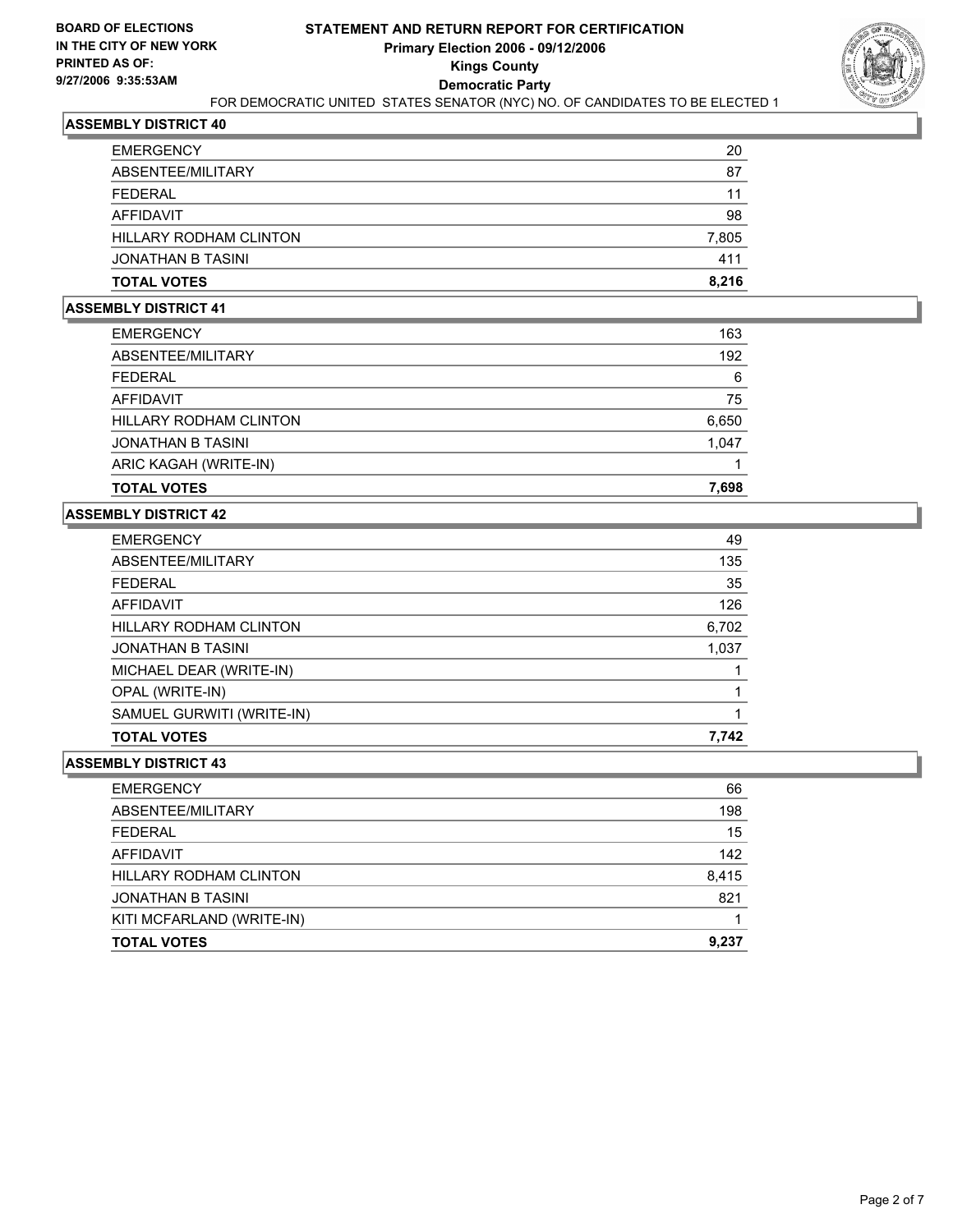**BOARD OF ELECTIONS IN THE CITY OF NEW YORK PRINTED AS OF: 9/27/2006 9:35:53AM**

# STATEMENT AND RETURN REPORT FOR CERTIFICATION
## Primary Election 2006 - 09/12/2006
## Kings County
## Democratic Party

FOR DEMOCRATIC UNITED STATES SENATOR (NYC) NO. OF CANDIDATES TO BE ELECTED 1

### ASSEMBLY DISTRICT 40

| | |
|---|---|
| EMERGENCY | 20 |
| ABSENTEE/MILITARY | 87 |
| FEDERAL | 11 |
| AFFIDAVIT | 98 |
| HILLARY RODHAM CLINTON | 7,805 |
| JONATHAN B TASINI | 411 |
| **TOTAL VOTES** | **8,216** |

### ASSEMBLY DISTRICT 41

| | |
|---|---|
| EMERGENCY | 163 |
| ABSENTEE/MILITARY | 192 |
| FEDERAL | 6 |
| AFFIDAVIT | 75 |
| HILLARY RODHAM CLINTON | 6,650 |
| JONATHAN B TASINI | 1,047 |
| ARIC KAGAH (WRITE-IN) | 1 |
| **TOTAL VOTES** | **7,698** |

### ASSEMBLY DISTRICT 42

| | |
|---|---|
| EMERGENCY | 49 |
| ABSENTEE/MILITARY | 135 |
| FEDERAL | 35 |
| AFFIDAVIT | 126 |
| HILLARY RODHAM CLINTON | 6,702 |
| JONATHAN B TASINI | 1,037 |
| MICHAEL DEAR (WRITE-IN) | 1 |
| OPAL (WRITE-IN) | 1 |
| SAMUEL GURWITI (WRITE-IN) | 1 |
| **TOTAL VOTES** | **7,742** |

### ASSEMBLY DISTRICT 43

| | |
|---|---|
| EMERGENCY | 66 |
| ABSENTEE/MILITARY | 198 |
| FEDERAL | 15 |
| AFFIDAVIT | 142 |
| HILLARY RODHAM CLINTON | 8,415 |
| JONATHAN B TASINI | 821 |
| KITI MCFARLAND (WRITE-IN) | 1 |
| **TOTAL VOTES** | **9,237** |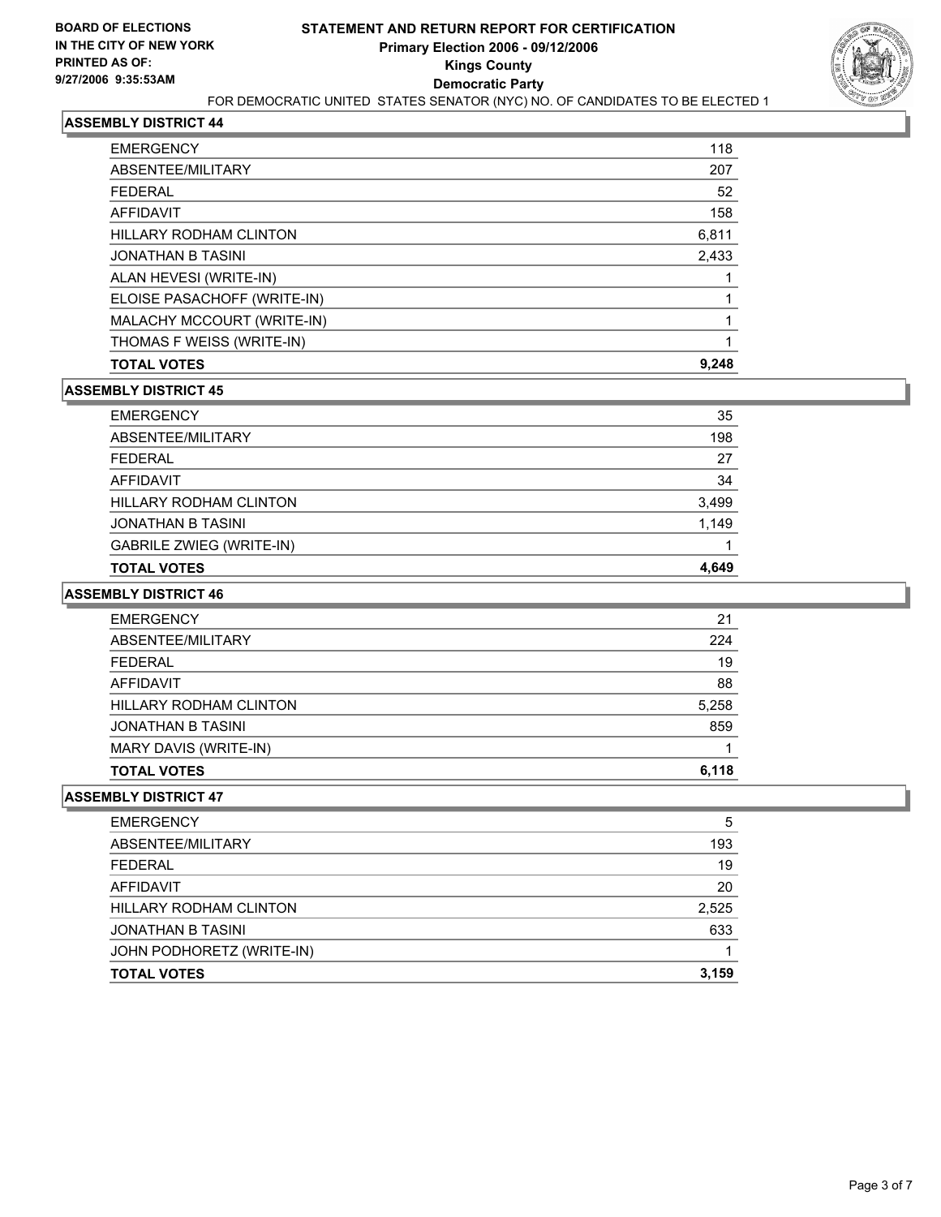**BOARD OF ELECTIONS**
**IN THE CITY OF NEW YORK**
**PRINTED AS OF:**
**9/27/2006 9:35:53AM**

# STATEMENT AND RETURN REPORT FOR CERTIFICATION
## Primary Election 2006 - 09/12/2006
## Kings County
## Democratic Party
FOR DEMOCRATIC UNITED STATES SENATOR (NYC) NO. OF CANDIDATES TO BE ELECTED 1

### ASSEMBLY DISTRICT 44

| | |
|---|---|
| EMERGENCY | 118 |
| ABSENTEE/MILITARY | 207 |
| FEDERAL | 52 |
| AFFIDAVIT | 158 |
| HILLARY RODHAM CLINTON | 6,811 |
| JONATHAN B TASINI | 2,433 |
| ALAN HEVESI (WRITE-IN) | 1 |
| ELOISE PASACHOFF (WRITE-IN) | 1 |
| MALACHY MCCOURT (WRITE-IN) | 1 |
| THOMAS F WEISS (WRITE-IN) | 1 |
| **TOTAL VOTES** | **9,248** |

### ASSEMBLY DISTRICT 45

| | |
|---|---|
| EMERGENCY | 35 |
| ABSENTEE/MILITARY | 198 |
| FEDERAL | 27 |
| AFFIDAVIT | 34 |
| HILLARY RODHAM CLINTON | 3,499 |
| JONATHAN B TASINI | 1,149 |
| GABRILE ZWIEG (WRITE-IN) | 1 |
| **TOTAL VOTES** | **4,649** |

### ASSEMBLY DISTRICT 46

| | |
|---|---|
| EMERGENCY | 21 |
| ABSENTEE/MILITARY | 224 |
| FEDERAL | 19 |
| AFFIDAVIT | 88 |
| HILLARY RODHAM CLINTON | 5,258 |
| JONATHAN B TASINI | 859 |
| MARY DAVIS (WRITE-IN) | 1 |
| **TOTAL VOTES** | **6,118** |

### ASSEMBLY DISTRICT 47

| | |
|---|---|
| EMERGENCY | 5 |
| ABSENTEE/MILITARY | 193 |
| FEDERAL | 19 |
| AFFIDAVIT | 20 |
| HILLARY RODHAM CLINTON | 2,525 |
| JONATHAN B TASINI | 633 |
| JOHN PODHORETZ (WRITE-IN) | 1 |
| **TOTAL VOTES** | **3,159** |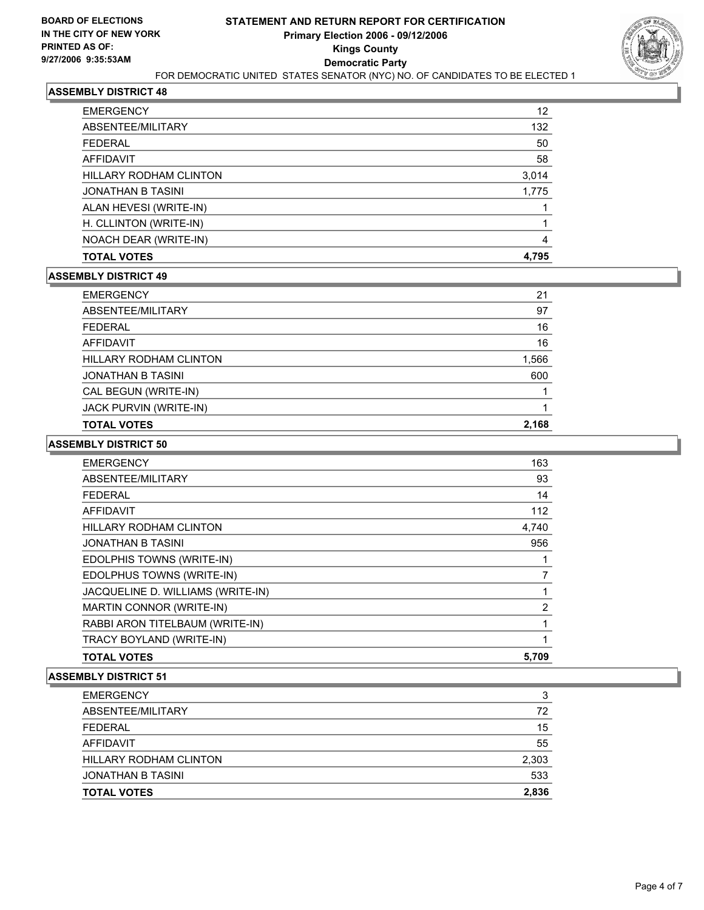**BOARD OF ELECTIONS IN THE CITY OF NEW YORK PRINTED AS OF: 9/27/2006 9:35:53AM**

# STATEMENT AND RETURN REPORT FOR CERTIFICATION
## Primary Election 2006 - 09/12/2006
## Kings County
## Democratic Party
FOR DEMOCRATIC UNITED STATES SENATOR (NYC) NO. OF CANDIDATES TO BE ELECTED 1

### ASSEMBLY DISTRICT 48

| | |
|---|---|
| EMERGENCY | 12 |
| ABSENTEE/MILITARY | 132 |
| FEDERAL | 50 |
| AFFIDAVIT | 58 |
| HILLARY RODHAM CLINTON | 3,014 |
| JONATHAN B TASINI | 1,775 |
| ALAN HEVESI (WRITE-IN) | 1 |
| H. CLLINTON (WRITE-IN) | 1 |
| NOACH DEAR (WRITE-IN) | 4 |
| **TOTAL VOTES** | **4,795** |

### ASSEMBLY DISTRICT 49

| | |
|---|---|
| EMERGENCY | 21 |
| ABSENTEE/MILITARY | 97 |
| FEDERAL | 16 |
| AFFIDAVIT | 16 |
| HILLARY RODHAM CLINTON | 1,566 |
| JONATHAN B TASINI | 600 |
| CAL BEGUN (WRITE-IN) | 1 |
| JACK PURVIN (WRITE-IN) | 1 |
| **TOTAL VOTES** | **2,168** |

### ASSEMBLY DISTRICT 50

| | |
|---|---|
| EMERGENCY | 163 |
| ABSENTEE/MILITARY | 93 |
| FEDERAL | 14 |
| AFFIDAVIT | 112 |
| HILLARY RODHAM CLINTON | 4,740 |
| JONATHAN B TASINI | 956 |
| EDOLPHIS TOWNS (WRITE-IN) | 1 |
| EDOLPHUS TOWNS (WRITE-IN) | 7 |
| JACQUELINE D. WILLIAMS (WRITE-IN) | 1 |
| MARTIN CONNOR (WRITE-IN) | 2 |
| RABBI ARON TITELBAUM (WRITE-IN) | 1 |
| TRACY BOYLAND (WRITE-IN) | 1 |
| **TOTAL VOTES** | **5,709** |

### ASSEMBLY DISTRICT 51

| | |
|---|---|
| EMERGENCY | 3 |
| ABSENTEE/MILITARY | 72 |
| FEDERAL | 15 |
| AFFIDAVIT | 55 |
| HILLARY RODHAM CLINTON | 2,303 |
| JONATHAN B TASINI | 533 |
| **TOTAL VOTES** | **2,836** |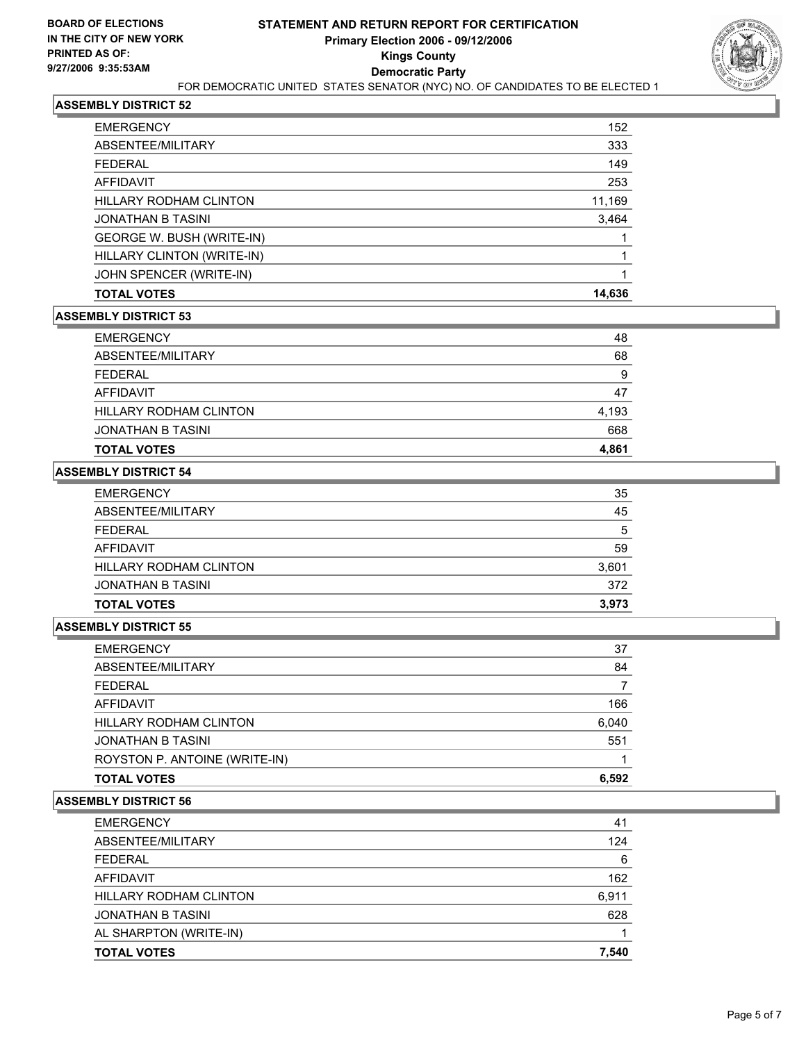**BOARD OF ELECTIONS IN THE CITY OF NEW YORK PRINTED AS OF: 9/27/2006 9:35:53AM**

# STATEMENT AND RETURN REPORT FOR CERTIFICATION
## Primary Election 2006 - 09/12/2006
## Kings County
## Democratic Party

FOR DEMOCRATIC UNITED STATES SENATOR (NYC) NO. OF CANDIDATES TO BE ELECTED 1

### ASSEMBLY DISTRICT 52

| | |
|---|---|
| EMERGENCY | 152 |
| ABSENTEE/MILITARY | 333 |
| FEDERAL | 149 |
| AFFIDAVIT | 253 |
| HILLARY RODHAM CLINTON | 11,169 |
| JONATHAN B TASINI | 3,464 |
| GEORGE W. BUSH (WRITE-IN) | 1 |
| HILLARY CLINTON (WRITE-IN) | 1 |
| JOHN SPENCER (WRITE-IN) | 1 |
| **TOTAL VOTES** | **14,636** |

### ASSEMBLY DISTRICT 53

| | |
|---|---|
| EMERGENCY | 48 |
| ABSENTEE/MILITARY | 68 |
| FEDERAL | 9 |
| AFFIDAVIT | 47 |
| HILLARY RODHAM CLINTON | 4,193 |
| JONATHAN B TASINI | 668 |
| **TOTAL VOTES** | **4,861** |

### ASSEMBLY DISTRICT 54

| | |
|---|---|
| EMERGENCY | 35 |
| ABSENTEE/MILITARY | 45 |
| FEDERAL | 5 |
| AFFIDAVIT | 59 |
| HILLARY RODHAM CLINTON | 3,601 |
| JONATHAN B TASINI | 372 |
| **TOTAL VOTES** | **3,973** |

### ASSEMBLY DISTRICT 55

| | |
|---|---|
| EMERGENCY | 37 |
| ABSENTEE/MILITARY | 84 |
| FEDERAL | 7 |
| AFFIDAVIT | 166 |
| HILLARY RODHAM CLINTON | 6,040 |
| JONATHAN B TASINI | 551 |
| ROYSTON P. ANTOINE (WRITE-IN) | 1 |
| **TOTAL VOTES** | **6,592** |

### ASSEMBLY DISTRICT 56

| | |
|---|---|
| EMERGENCY | 41 |
| ABSENTEE/MILITARY | 124 |
| FEDERAL | 6 |
| AFFIDAVIT | 162 |
| HILLARY RODHAM CLINTON | 6,911 |
| JONATHAN B TASINI | 628 |
| AL SHARPTON (WRITE-IN) | 1 |
| **TOTAL VOTES** | **7,540** |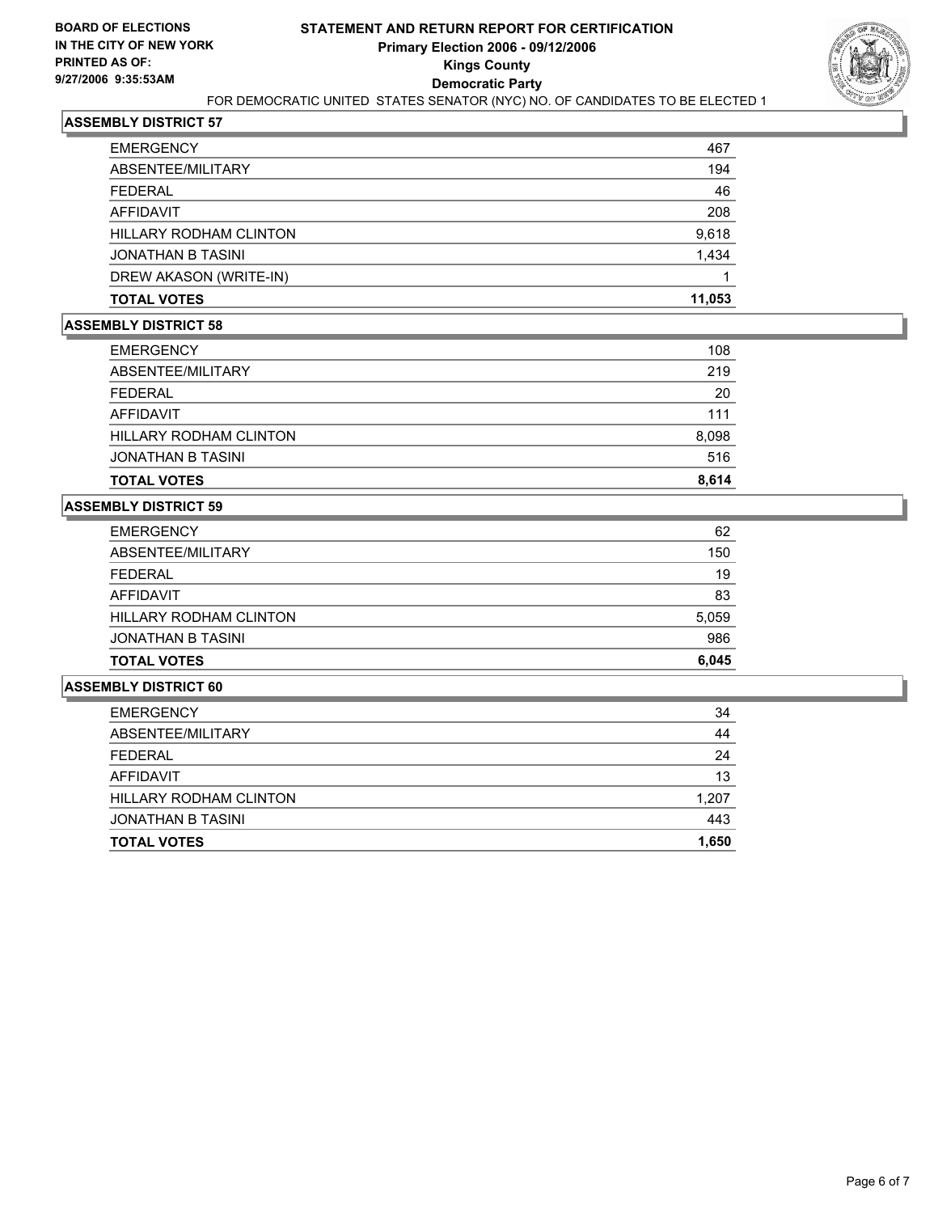**BOARD OF ELECTIONS IN THE CITY OF NEW YORK PRINTED AS OF: 9/27/2006 9:35:53AM**

# STATEMENT AND RETURN REPORT FOR CERTIFICATION
## Primary Election 2006 - 09/12/2006
## Kings County
## Democratic Party

FOR DEMOCRATIC UNITED STATES SENATOR (NYC) NO. OF CANDIDATES TO BE ELECTED 1

### ASSEMBLY DISTRICT 57

| | |
|---|---|
| EMERGENCY | 467 |
| ABSENTEE/MILITARY | 194 |
| FEDERAL | 46 |
| AFFIDAVIT | 208 |
| HILLARY RODHAM CLINTON | 9,618 |
| JONATHAN B TASINI | 1,434 |
| DREW AKASON (WRITE-IN) | 1 |
| **TOTAL VOTES** | **11,053** |

### ASSEMBLY DISTRICT 58

| | |
|---|---|
| EMERGENCY | 108 |
| ABSENTEE/MILITARY | 219 |
| FEDERAL | 20 |
| AFFIDAVIT | 111 |
| HILLARY RODHAM CLINTON | 8,098 |
| JONATHAN B TASINI | 516 |
| **TOTAL VOTES** | **8,614** |

### ASSEMBLY DISTRICT 59

| | |
|---|---|
| EMERGENCY | 62 |
| ABSENTEE/MILITARY | 150 |
| FEDERAL | 19 |
| AFFIDAVIT | 83 |
| HILLARY RODHAM CLINTON | 5,059 |
| JONATHAN B TASINI | 986 |
| **TOTAL VOTES** | **6,045** |

### ASSEMBLY DISTRICT 60

| | |
|---|---|
| EMERGENCY | 34 |
| ABSENTEE/MILITARY | 44 |
| FEDERAL | 24 |
| AFFIDAVIT | 13 |
| HILLARY RODHAM CLINTON | 1,207 |
| JONATHAN B TASINI | 443 |
| **TOTAL VOTES** | **1,650** |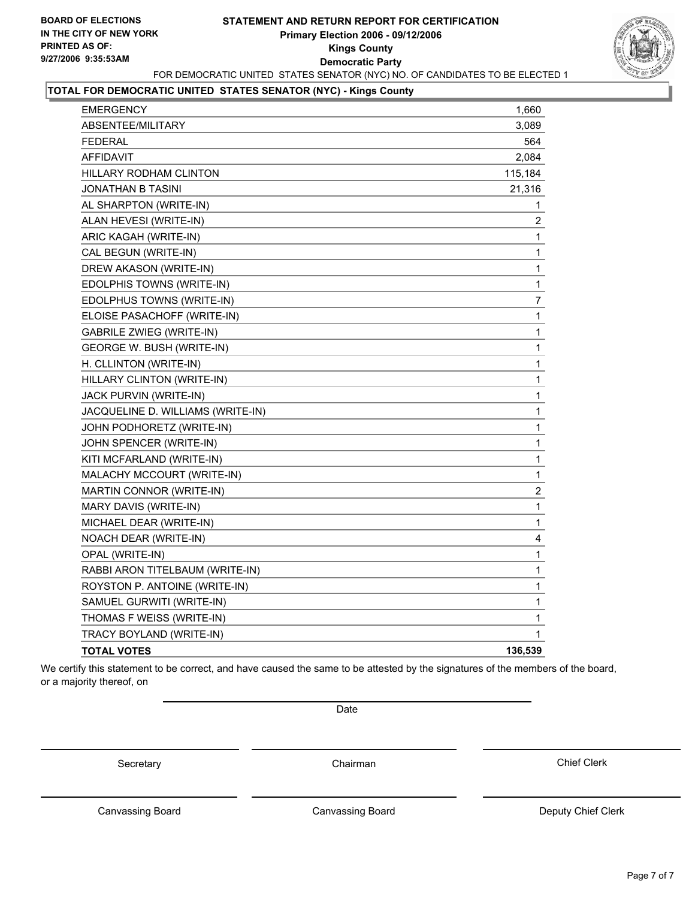**BOARD OF ELECTIONS IN THE CITY OF NEW YORK PRINTED AS OF: 9/27/2006 9:35:53AM**

# STATEMENT AND RETURN REPORT FOR CERTIFICATION
## Primary Election 2006 - 09/12/2006
## Kings County
## Democratic Party

FOR DEMOCRATIC UNITED STATES SENATOR (NYC) NO. OF CANDIDATES TO BE ELECTED 1

### TOTAL FOR DEMOCRATIC UNITED STATES SENATOR (NYC) - Kings County

| | |
|---|---|
| EMERGENCY | 1,660 |
| ABSENTEE/MILITARY | 3,089 |
| FEDERAL | 564 |
| AFFIDAVIT | 2,084 |
| HILLARY RODHAM CLINTON | 115,184 |
| JONATHAN B TASINI | 21,316 |
| AL SHARPTON (WRITE-IN) | 1 |
| ALAN HEVESI (WRITE-IN) | 2 |
| ARIC KAGAH (WRITE-IN) | 1 |
| CAL BEGUN (WRITE-IN) | 1 |
| DREW AKASON (WRITE-IN) | 1 |
| EDOLPHIS TOWNS (WRITE-IN) | 1 |
| EDOLPHUS TOWNS (WRITE-IN) | 7 |
| ELOISE PASACHOFF (WRITE-IN) | 1 |
| GABRILE ZWIEG (WRITE-IN) | 1 |
| GEORGE W. BUSH (WRITE-IN) | 1 |
| H. CLLINTON (WRITE-IN) | 1 |
| HILLARY CLINTON (WRITE-IN) | 1 |
| JACK PURVIN (WRITE-IN) | 1 |
| JACQUELINE D. WILLIAMS (WRITE-IN) | 1 |
| JOHN PODHORETZ (WRITE-IN) | 1 |
| JOHN SPENCER (WRITE-IN) | 1 |
| KITI MCFARLAND (WRITE-IN) | 1 |
| MALACHY MCCOURT (WRITE-IN) | 1 |
| MARTIN CONNOR (WRITE-IN) | 2 |
| MARY DAVIS (WRITE-IN) | 1 |
| MICHAEL DEAR (WRITE-IN) | 1 |
| NOACH DEAR (WRITE-IN) | 4 |
| OPAL (WRITE-IN) | 1 |
| RABBI ARON TITELBAUM (WRITE-IN) | 1 |
| ROYSTON P. ANTOINE (WRITE-IN) | 1 |
| SAMUEL GURWITI (WRITE-IN) | 1 |
| THOMAS F WEISS (WRITE-IN) | 1 |
| TRACY BOYLAND (WRITE-IN) | 1 |
| **TOTAL VOTES** | **136,539** |

We certify this statement to be correct, and have caused the same to be attested by the signatures of the members of the board, or a majority thereof, on

Date

Secretary | Chairman | Chief Clerk

Canvassing Board | Canvassing Board | Deputy Chief Clerk